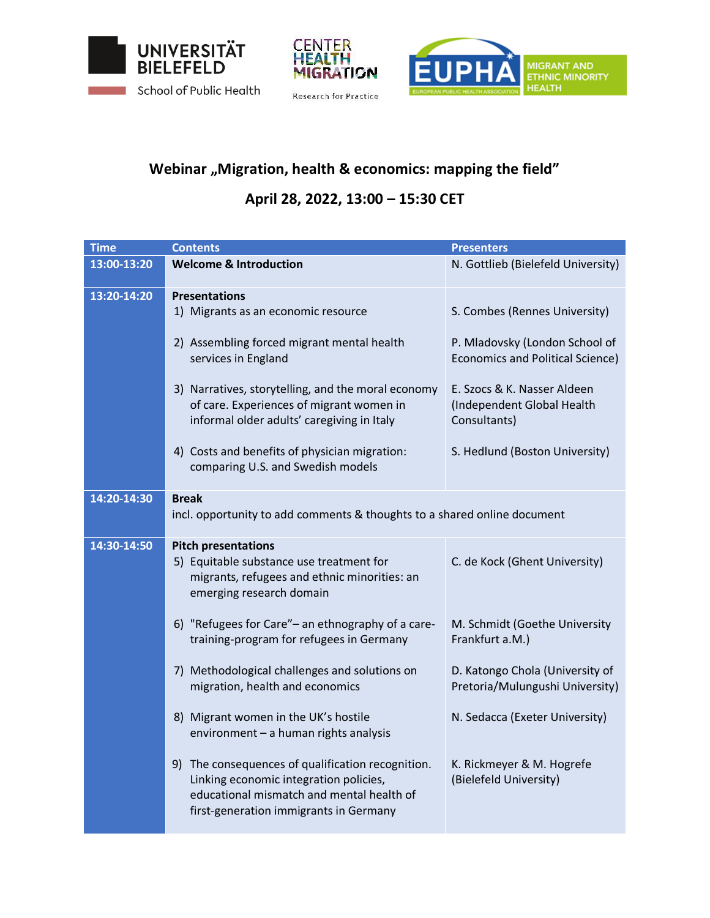UNIVERSITÄT BIELEFELD

School of Public Health

CENTER HEALTH MIGRATION

Research for Practice

EUPHA — EUROPEAN PUBLIC HEALTH ASSOCIATION — MIGRANT AND ETHNIC MINORITY HEALTH

## Webinar „Migration, health & economics: mapping the field"

## April 28, 2022, 13:00 – 15:30 CET

| Time | Contents | Presenters |
|---|---|---|
| 13:00-13:20 | **Welcome & Introduction** | N. Gottlieb (Bielefeld University) |
| 13:20-14:20 | **Presentations** | |
| | 1) Migrants as an economic resource | S. Combes (Rennes University) |
| | 2) Assembling forced migrant mental health services in England | P. Mladovsky (London School of Economics and Political Science) |
| | 3) Narratives, storytelling, and the moral economy of care. Experiences of migrant women in informal older adults' caregiving in Italy | E. Szocs & K. Nasser Aldeen (Independent Global Health Consultants) |
| | 4) Costs and benefits of physician migration: comparing U.S. and Swedish models | S. Hedlund (Boston University) |
| 14:20-14:30 | **Break** incl. opportunity to add comments & thoughts to a shared online document | |
| 14:30-14:50 | **Pitch presentations** | |
| | 5) Equitable substance use treatment for migrants, refugees and ethnic minorities: an emerging research domain | C. de Kock (Ghent University) |
| | 6) "Refugees for Care"– an ethnography of a care-training-program for refugees in Germany | M. Schmidt (Goethe University Frankfurt a.M.) |
| | 7) Methodological challenges and solutions on migration, health and economics | D. Katongo Chola (University of Pretoria/Mulungushi University) |
| | 8) Migrant women in the UK's hostile environment – a human rights analysis | N. Sedacca (Exeter University) |
| | 9) The consequences of qualification recognition. Linking economic integration policies, educational mismatch and mental health of first-generation immigrants in Germany | K. Rickmeyer & M. Hogrefe (Bielefeld University) |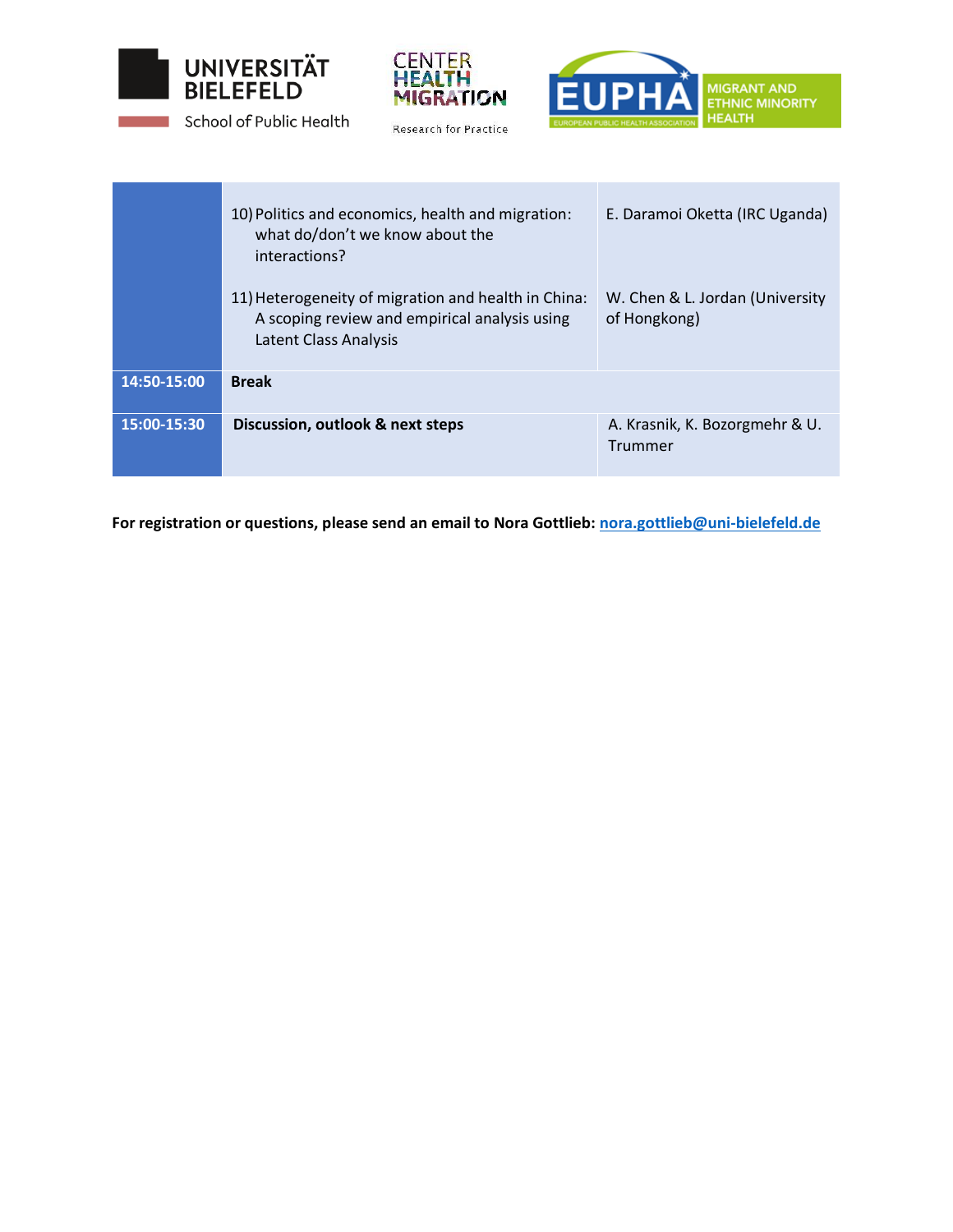| | | |
|---|---|---|
| | 10) Politics and economics, health and migration: what do/don't we know about the interactions? | E. Daramoi Oketta (IRC Uganda) |
| | 11) Heterogeneity of migration and health in China: A scoping review and empirical analysis using Latent Class Analysis | W. Chen & L. Jordan (University of Hongkong) |
| **14:50-15:00** | **Break** | |
| **15:00-15:30** | **Discussion, outlook & next steps** | A. Krasnik, K. Bozorgmehr & U. Trummer |

**For registration or questions, please send an email to Nora Gottlieb: nora.gottlieb@uni-bielefeld.de**